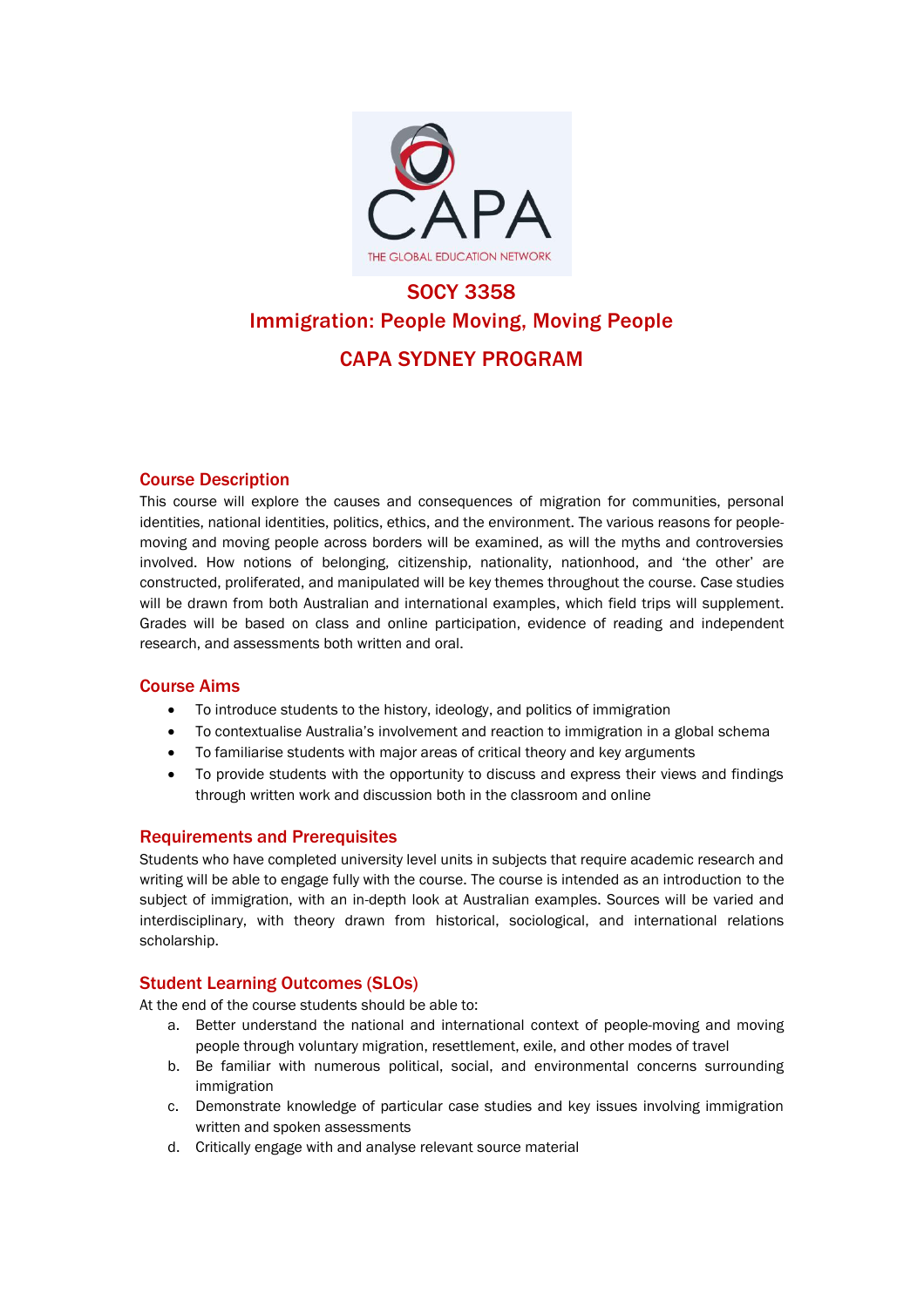# SOCY 3358

# Immigration: People Moving, Moving People

# CAPA SYDNEY PROGRAM

## Course Description

This course will explore the causes and consequences of migration for communities, personal identities, national identities, politics, ethics, and the environment. The various reasons for people-moving and moving people across borders will be examined, as will the myths and controversies involved. How notions of belonging, citizenship, nationality, nationhood, and 'the other' are constructed, proliferated, and manipulated will be key themes throughout the course. Case studies will be drawn from both Australian and international examples, which field trips will supplement. Grades will be based on class and online participation, evidence of reading and independent research, and assessments both written and oral.

## Course Aims

- To introduce students to the history, ideology, and politics of immigration
- To contextualise Australia's involvement and reaction to immigration in a global schema
- To familiarise students with major areas of critical theory and key arguments
- To provide students with the opportunity to discuss and express their views and findings through written work and discussion both in the classroom and online

## Requirements and Prerequisites

Students who have completed university level units in subjects that require academic research and writing will be able to engage fully with the course. The course is intended as an introduction to the subject of immigration, with an in-depth look at Australian examples. Sources will be varied and interdisciplinary, with theory drawn from historical, sociological, and international relations scholarship.

## Student Learning Outcomes (SLOs)

At the end of the course students should be able to:

a. Better understand the national and international context of people-moving and moving people through voluntary migration, resettlement, exile, and other modes of travel
b. Be familiar with numerous political, social, and environmental concerns surrounding immigration
c. Demonstrate knowledge of particular case studies and key issues involving immigration written and spoken assessments
d. Critically engage with and analyse relevant source material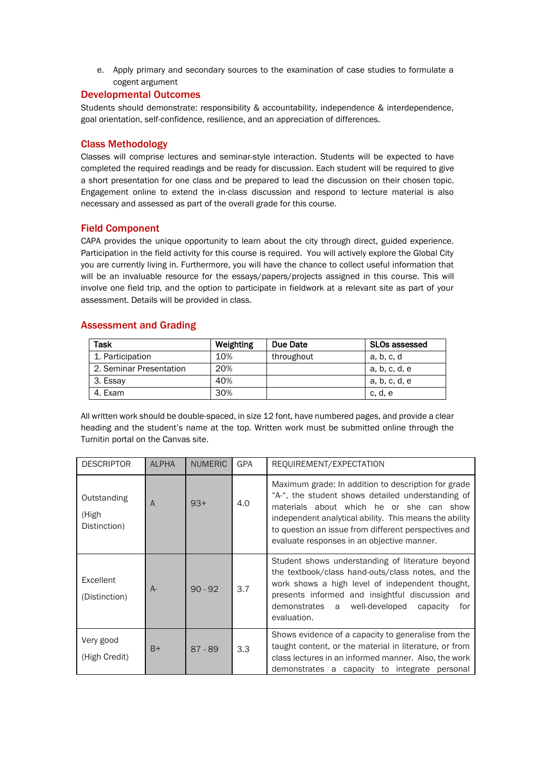e. Apply primary and secondary sources to the examination of case studies to formulate a cogent argument

## Developmental Outcomes

Students should demonstrate: responsibility & accountability, independence & interdependence, goal orientation, self-confidence, resilience, and an appreciation of differences.

## Class Methodology

Classes will comprise lectures and seminar-style interaction. Students will be expected to have completed the required readings and be ready for discussion. Each student will be required to give a short presentation for one class and be prepared to lead the discussion on their chosen topic. Engagement online to extend the in-class discussion and respond to lecture material is also necessary and assessed as part of the overall grade for this course.

## Field Component

CAPA provides the unique opportunity to learn about the city through direct, guided experience. Participation in the field activity for this course is required. You will actively explore the Global City you are currently living in. Furthermore, you will have the chance to collect useful information that will be an invaluable resource for the essays/papers/projects assigned in this course. This will involve one field trip, and the option to participate in fieldwork at a relevant site as part of your assessment. Details will be provided in class.

## Assessment and Grading

| Task | Weighting | Due Date | SLOs assessed |
|---|---|---|---|
| 1. Participation | 10% | throughout | a, b, c, d |
| 2. Seminar Presentation | 20% | | a, b, c, d, e |
| 3. Essay | 40% | | a, b, c, d, e |
| 4. Exam | 30% | | c, d, e |

All written work should be double-spaced, in size 12 font, have numbered pages, and provide a clear heading and the student's name at the top. Written work must be submitted online through the Turnitin portal on the Canvas site.

| DESCRIPTOR | ALPHA | NUMERIC | GPA | REQUIREMENT/EXPECTATION |
|---|---|---|---|---|
| Outstanding (High Distinction) | A | 93+ | 4.0 | Maximum grade: In addition to description for grade "A-", the student shows detailed understanding of materials about which he or she can show independent analytical ability. This means the ability to question an issue from different perspectives and evaluate responses in an objective manner. |
| Excellent (Distinction) | A- | 90 - 92 | 3.7 | Student shows understanding of literature beyond the textbook/class hand-outs/class notes, and the work shows a high level of independent thought, presents informed and insightful discussion and demonstrates a well-developed capacity for evaluation. |
| Very good (High Credit) | B+ | 87 - 89 | 3.3 | Shows evidence of a capacity to generalise from the taught content, or the material in literature, or from class lectures in an informed manner. Also, the work demonstrates a capacity to integrate personal |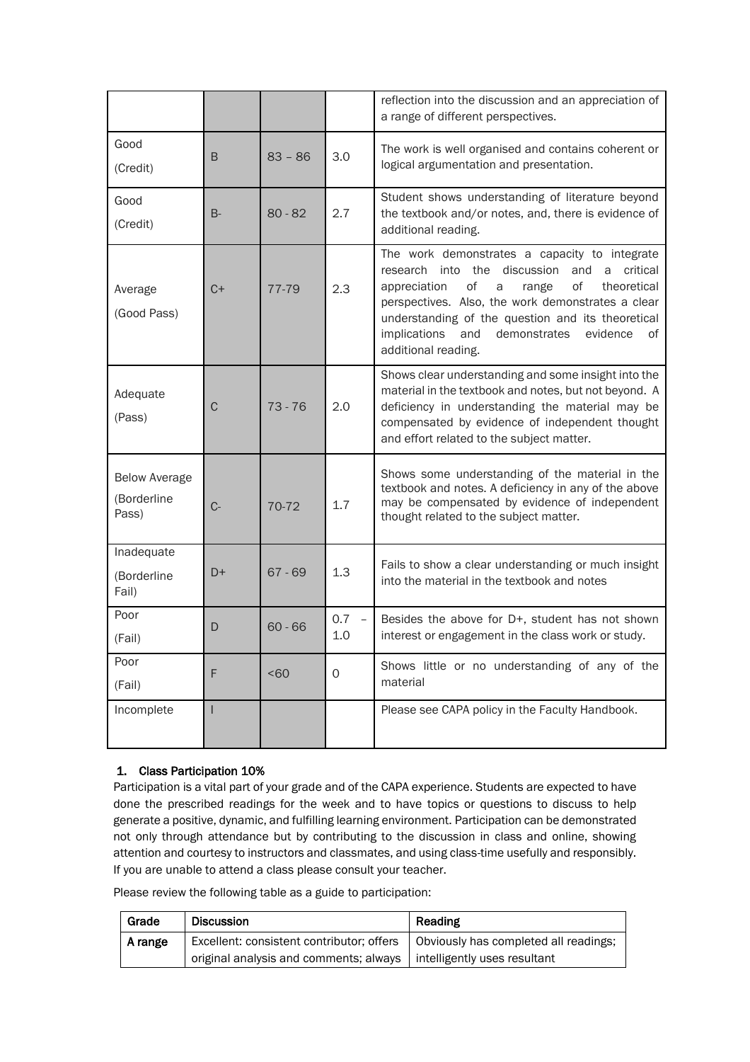| | | | | reflection into the discussion and an appreciation of a range of different perspectives. |
|---|---|---|---|---|
| Good (Credit) | B | 83 – 86 | 3.0 | The work is well organised and contains coherent or logical argumentation and presentation. |
| Good (Credit) | B- | 80 - 82 | 2.7 | Student shows understanding of literature beyond the textbook and/or notes, and, there is evidence of additional reading. |
| Average (Good Pass) | C+ | 77-79 | 2.3 | The work demonstrates a capacity to integrate research into the discussion and a critical appreciation of a range of theoretical perspectives. Also, the work demonstrates a clear understanding of the question and its theoretical implications and demonstrates evidence of additional reading. |
| Adequate (Pass) | C | 73 - 76 | 2.0 | Shows clear understanding and some insight into the material in the textbook and notes, but not beyond. A deficiency in understanding the material may be compensated by evidence of independent thought and effort related to the subject matter. |
| Below Average (Borderline Pass) | C- | 70-72 | 1.7 | Shows some understanding of the material in the textbook and notes. A deficiency in any of the above may be compensated by evidence of independent thought related to the subject matter. |
| Inadequate (Borderline Fail) | D+ | 67 - 69 | 1.3 | Fails to show a clear understanding or much insight into the material in the textbook and notes |
| Poor (Fail) | D | 60 - 66 | 0.7 – 1.0 | Besides the above for D+, student has not shown interest or engagement in the class work or study. |
| Poor (Fail) | F | <60 | 0 | Shows little or no understanding of any of the material |
| Incomplete | I | | | Please see CAPA policy in the Faculty Handbook. |

## 1. Class Participation 10%

Participation is a vital part of your grade and of the CAPA experience. Students are expected to have done the prescribed readings for the week and to have topics or questions to discuss to help generate a positive, dynamic, and fulfilling learning environment. Participation can be demonstrated not only through attendance but by contributing to the discussion in class and online, showing attention and courtesy to instructors and classmates, and using class-time usefully and responsibly. If you are unable to attend a class please consult your teacher.

Please review the following table as a guide to participation:

| Grade | Discussion | Reading |
|---|---|---|
| A range | Excellent: consistent contributor; offers original analysis and comments; always | Obviously has completed all readings; intelligently uses resultant |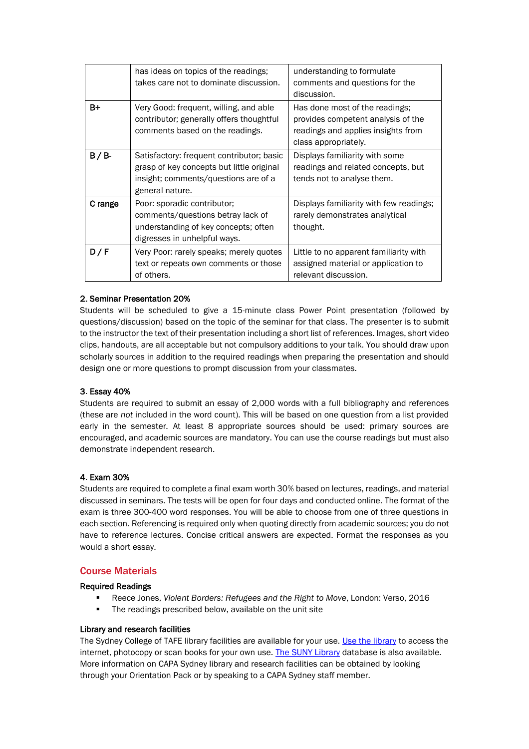|  | has ideas on topics of the readings; takes care not to dominate discussion. | understanding to formulate comments and questions for the discussion. |
|---|---|---|
| B+ | Very Good: frequent, willing, and able contributor; generally offers thoughtful comments based on the readings. | Has done most of the readings; provides competent analysis of the readings and applies insights from class appropriately. |
| B / B- | Satisfactory: frequent contributor; basic grasp of key concepts but little original insight; comments/questions are of a general nature. | Displays familiarity with some readings and related concepts, but tends not to analyse them. |
| C range | Poor: sporadic contributor; comments/questions betray lack of understanding of key concepts; often digresses in unhelpful ways. | Displays familiarity with few readings; rarely demonstrates analytical thought. |
| D / F | Very Poor: rarely speaks; merely quotes text or repeats own comments or those of others. | Little to no apparent familiarity with assigned material or application to relevant discussion. |

**2. Seminar Presentation 20%**

Students will be scheduled to give a 15-minute class Power Point presentation (followed by questions/discussion) based on the topic of the seminar for that class. The presenter is to submit to the instructor the text of their presentation including a short list of references. Images, short video clips, handouts, are all acceptable but not compulsory additions to your talk. You should draw upon scholarly sources in addition to the required readings when preparing the presentation and should design one or more questions to prompt discussion from your classmates.

**3. Essay 40%**

Students are required to submit an essay of 2,000 words with a full bibliography and references (these are *not* included in the word count). This will be based on one question from a list provided early in the semester. At least 8 appropriate sources should be used: primary sources are encouraged, and academic sources are mandatory. You can use the course readings but must also demonstrate independent research.

**4. Exam 30%**

Students are required to complete a final exam worth 30% based on lectures, readings, and material discussed in seminars. The tests will be open for four days and conducted online. The format of the exam is three 300-400 word responses. You will be able to choose from one of three questions in each section. Referencing is required only when quoting directly from academic sources; you do not have to reference lectures. Concise critical answers are expected. Format the responses as you would a short essay.

## Course Materials

**Required Readings**

- Reece Jones, *Violent Borders: Refugees and the Right to Move*, London: Verso, 2016
- The readings prescribed below, available on the unit site

**Library and research facilities**

The Sydney College of TAFE library facilities are available for your use. Use the library to access the internet, photocopy or scan books for your own use. The SUNY Library database is also available. More information on CAPA Sydney library and research facilities can be obtained by looking through your Orientation Pack or by speaking to a CAPA Sydney staff member.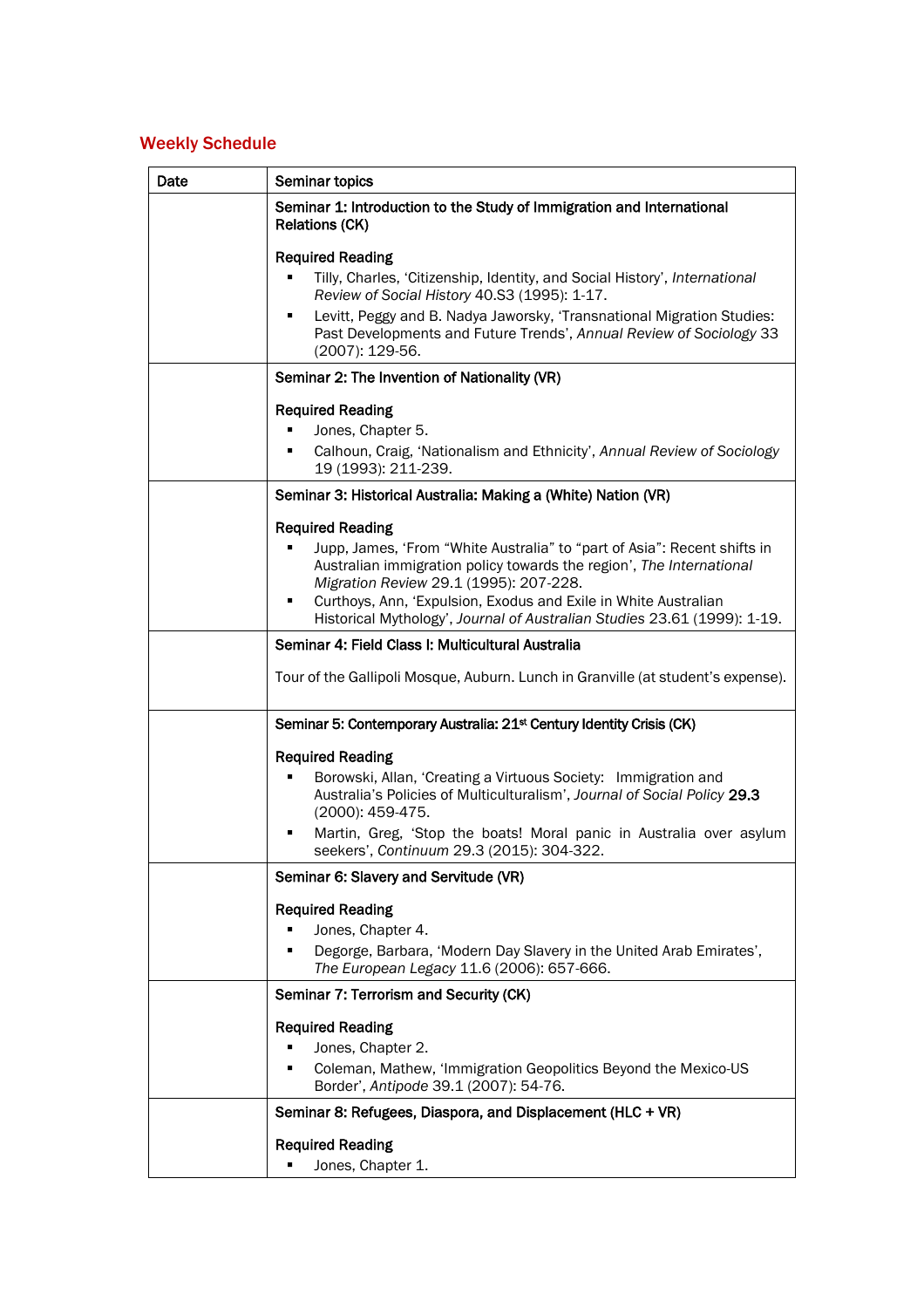## Weekly Schedule

| Date | Seminar topics |
|---|---|
| | **Seminar 1: Introduction to the Study of Immigration and International Relations (CK)**<br><br>**Required Reading**<br>▪ Tilly, Charles, 'Citizenship, Identity, and Social History', *International Review of Social History* 40.S3 (1995): 1-17.<br>▪ Levitt, Peggy and B. Nadya Jaworsky, 'Transnational Migration Studies: Past Developments and Future Trends', *Annual Review of Sociology* 33 (2007): 129-56. |
| | **Seminar 2: The Invention of Nationality (VR)**<br><br>**Required Reading**<br>▪ Jones, Chapter 5.<br>▪ Calhoun, Craig, 'Nationalism and Ethnicity', *Annual Review of Sociology* 19 (1993): 211-239. |
| | **Seminar 3: Historical Australia: Making a (White) Nation (VR)**<br><br>**Required Reading**<br>▪ Jupp, James, 'From "White Australia" to "part of Asia": Recent shifts in Australian immigration policy towards the region', *The International Migration Review* 29.1 (1995): 207-228.<br>▪ Curthoys, Ann, 'Expulsion, Exodus and Exile in White Australian Historical Mythology', *Journal of Australian Studies* 23.61 (1999): 1-19. |
| | **Seminar 4: Field Class I: Multicultural Australia**<br><br>Tour of the Gallipoli Mosque, Auburn. Lunch in Granville (at student's expense). |
| | **Seminar 5: Contemporary Australia: 21st Century Identity Crisis (CK)**<br><br>**Required Reading**<br>▪ Borowski, Allan, 'Creating a Virtuous Society: Immigration and Australia's Policies of Multiculturalism', *Journal of Social Policy* **29.3** (2000): 459-475.<br>▪ Martin, Greg, 'Stop the boats! Moral panic in Australia over asylum seekers', *Continuum* 29.3 (2015): 304-322. |
| | **Seminar 6: Slavery and Servitude (VR)**<br><br>**Required Reading**<br>▪ Jones, Chapter 4.<br>▪ Degorge, Barbara, 'Modern Day Slavery in the United Arab Emirates', *The European Legacy* 11.6 (2006): 657-666. |
| | **Seminar 7: Terrorism and Security (CK)**<br><br>**Required Reading**<br>▪ Jones, Chapter 2.<br>▪ Coleman, Mathew, 'Immigration Geopolitics Beyond the Mexico-US Border', *Antipode* 39.1 (2007): 54-76. |
| | **Seminar 8: Refugees, Diaspora, and Displacement (HLC + VR)**<br><br>**Required Reading**<br>▪ Jones, Chapter 1. |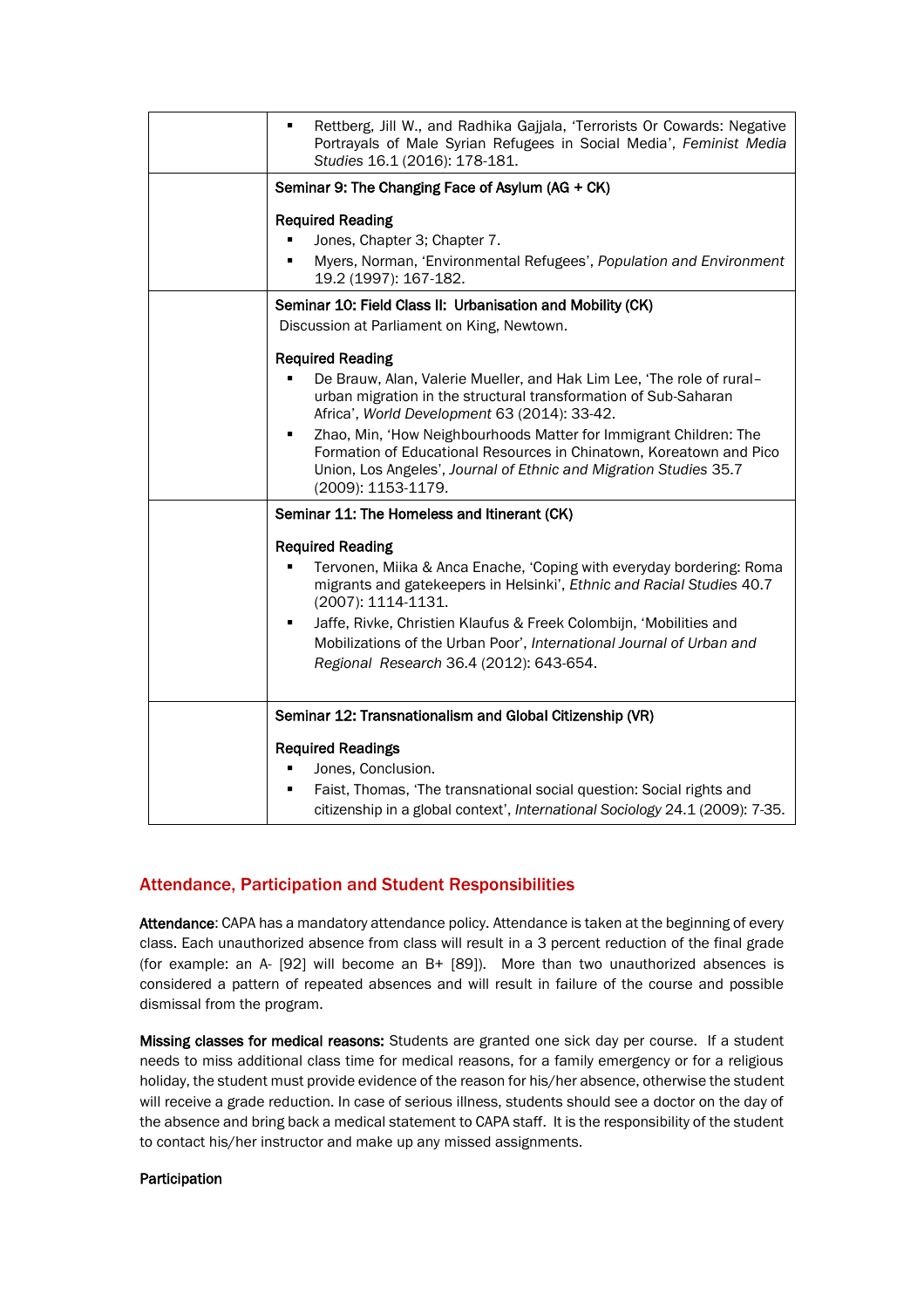| | |
|---|---|
| | ▪ Rettberg, Jill W., and Radhika Gajjala, 'Terrorists Or Cowards: Negative Portrayals of Male Syrian Refugees in Social Media', *Feminist Media Studies* 16.1 (2016): 178-181. |
| | **Seminar 9: The Changing Face of Asylum (AG + CK)**<br><br>**Required Reading**<br>▪ Jones, Chapter 3; Chapter 7.<br>▪ Myers, Norman, 'Environmental Refugees', *Population and Environment* 19.2 (1997): 167-182. |
| | **Seminar 10: Field Class II: Urbanisation and Mobility (CK)**<br>Discussion at Parliament on King, Newtown.<br><br>**Required Reading**<br>▪ De Brauw, Alan, Valerie Mueller, and Hak Lim Lee, 'The role of rural–urban migration in the structural transformation of Sub-Saharan Africa', *World Development* 63 (2014): 33-42.<br>▪ Zhao, Min, 'How Neighbourhoods Matter for Immigrant Children: The Formation of Educational Resources in Chinatown, Koreatown and Pico Union, Los Angeles', *Journal of Ethnic and Migration Studies* 35.7 (2009): 1153-1179. |
| | **Seminar 11: The Homeless and Itinerant (CK)**<br><br>**Required Reading**<br>▪ Tervonen, Miika & Anca Enache, 'Coping with everyday bordering: Roma migrants and gatekeepers in Helsinki', *Ethnic and Racial Studies* 40.7 (2007): 1114-1131.<br>▪ Jaffe, Rivke, Christien Klaufus & Freek Colombijn, 'Mobilities and Mobilizations of the Urban Poor', *International Journal of Urban and Regional Research* 36.4 (2012): 643-654. |
| | **Seminar 12: Transnationalism and Global Citizenship (VR)**<br><br>**Required Readings**<br>▪ Jones, Conclusion.<br>▪ Faist, Thomas, 'The transnational social question: Social rights and citizenship in a global context', *International Sociology* 24.1 (2009): 7-35. |

## Attendance, Participation and Student Responsibilities

**Attendance**: CAPA has a mandatory attendance policy. Attendance is taken at the beginning of every class. Each unauthorized absence from class will result in a 3 percent reduction of the final grade (for example: an A- [92] will become an B+ [89]). More than two unauthorized absences is considered a pattern of repeated absences and will result in failure of the course and possible dismissal from the program.

**Missing classes for medical reasons:** Students are granted one sick day per course. If a student needs to miss additional class time for medical reasons, for a family emergency or for a religious holiday, the student must provide evidence of the reason for his/her absence, otherwise the student will receive a grade reduction. In case of serious illness, students should see a doctor on the day of the absence and bring back a medical statement to CAPA staff. It is the responsibility of the student to contact his/her instructor and make up any missed assignments.

**Participation**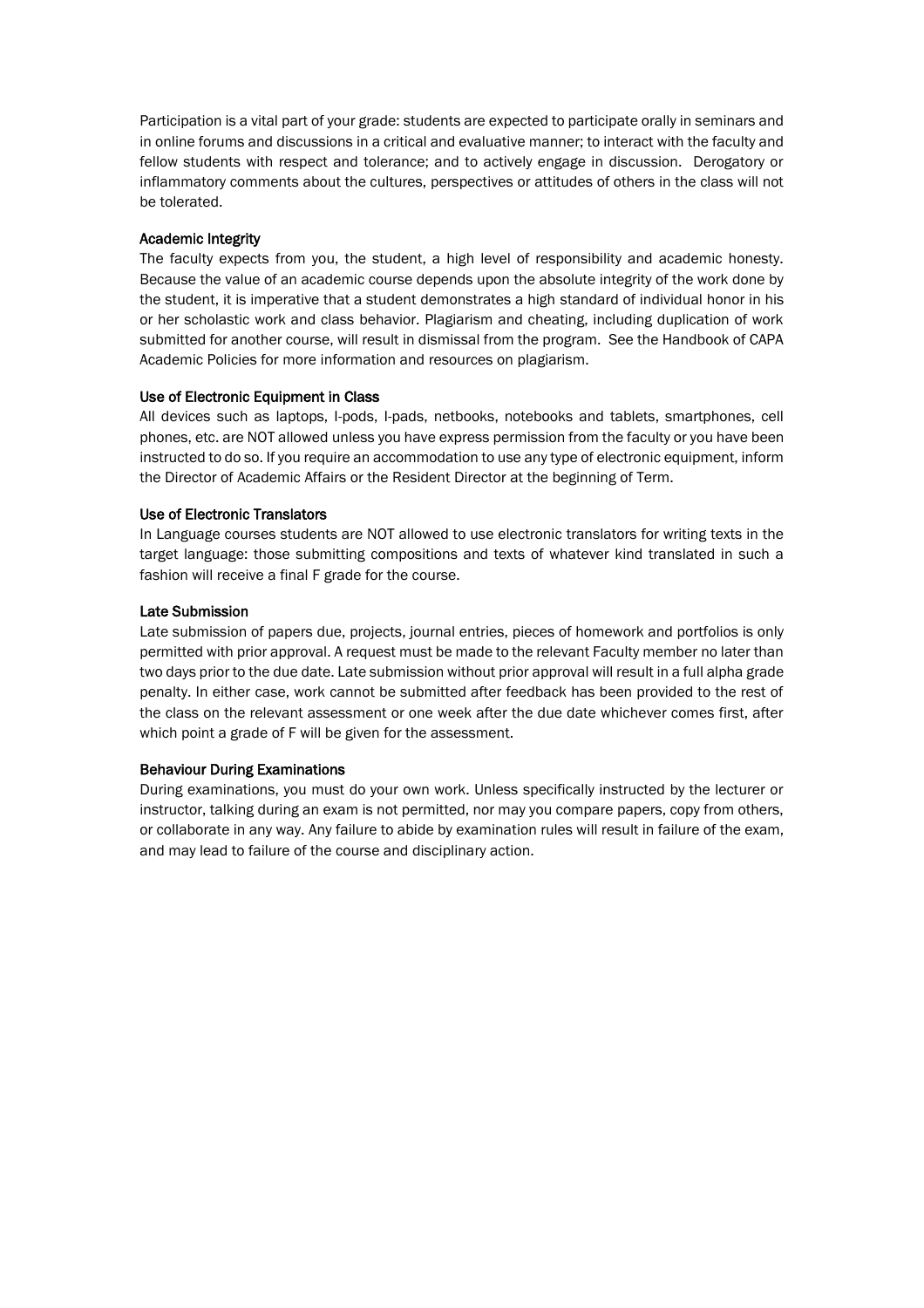Participation is a vital part of your grade: students are expected to participate orally in seminars and in online forums and discussions in a critical and evaluative manner; to interact with the faculty and fellow students with respect and tolerance; and to actively engage in discussion. Derogatory or inflammatory comments about the cultures, perspectives or attitudes of others in the class will not be tolerated.

### Academic Integrity

The faculty expects from you, the student, a high level of responsibility and academic honesty. Because the value of an academic course depends upon the absolute integrity of the work done by the student, it is imperative that a student demonstrates a high standard of individual honor in his or her scholastic work and class behavior. Plagiarism and cheating, including duplication of work submitted for another course, will result in dismissal from the program. See the Handbook of CAPA Academic Policies for more information and resources on plagiarism.

### Use of Electronic Equipment in Class

All devices such as laptops, I-pods, I-pads, netbooks, notebooks and tablets, smartphones, cell phones, etc. are NOT allowed unless you have express permission from the faculty or you have been instructed to do so. If you require an accommodation to use any type of electronic equipment, inform the Director of Academic Affairs or the Resident Director at the beginning of Term.

### Use of Electronic Translators

In Language courses students are NOT allowed to use electronic translators for writing texts in the target language: those submitting compositions and texts of whatever kind translated in such a fashion will receive a final F grade for the course.

### Late Submission

Late submission of papers due, projects, journal entries, pieces of homework and portfolios is only permitted with prior approval. A request must be made to the relevant Faculty member no later than two days prior to the due date. Late submission without prior approval will result in a full alpha grade penalty. In either case, work cannot be submitted after feedback has been provided to the rest of the class on the relevant assessment or one week after the due date whichever comes first, after which point a grade of F will be given for the assessment.

### Behaviour During Examinations

During examinations, you must do your own work. Unless specifically instructed by the lecturer or instructor, talking during an exam is not permitted, nor may you compare papers, copy from others, or collaborate in any way. Any failure to abide by examination rules will result in failure of the exam, and may lead to failure of the course and disciplinary action.